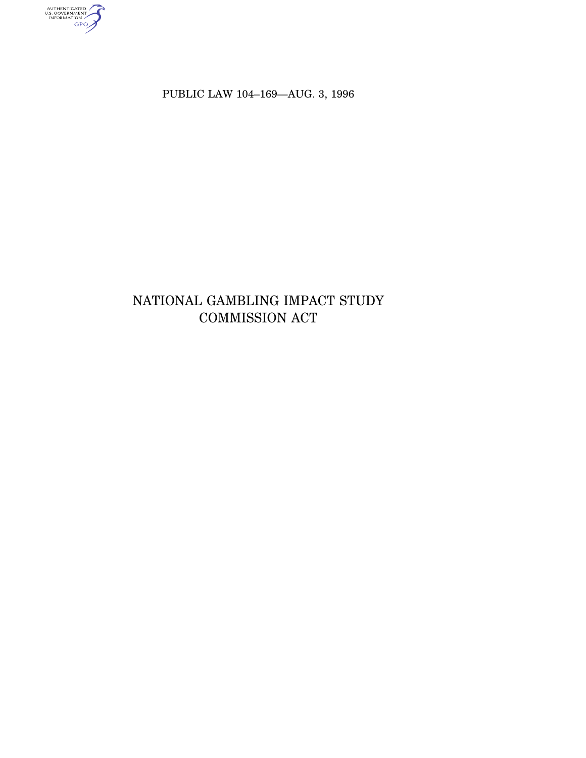PUBLIC LAW 104–169—AUG. 3, 1996

# NATIONAL GAMBLING IMPACT STUDY COMMISSION ACT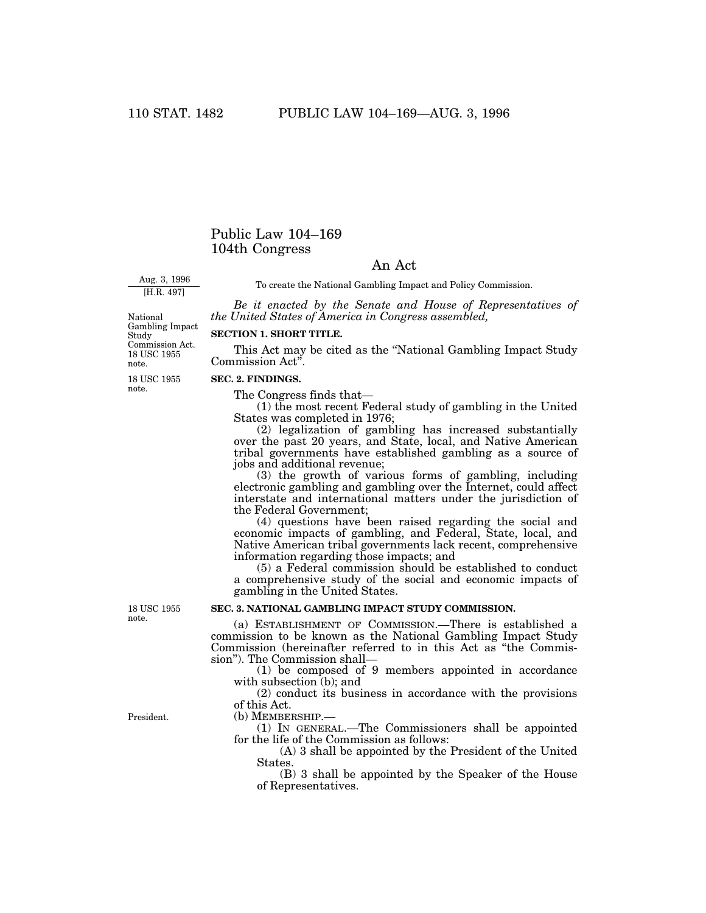# Public Law 104–169
## 104th Congress

## An Act

Aug. 3, 1996
[H.R. 497]

To create the National Gambling Impact and Policy Commission.

*Be it enacted by the Senate and House of Representatives of the United States of America in Congress assembled,*

National Gambling Impact Study Commission Act. 18 USC 1955 note.

**SECTION 1. SHORT TITLE.**

This Act may be cited as the "National Gambling Impact Study Commission Act".

18 USC 1955 note.

**SEC. 2. FINDINGS.**

The Congress finds that—

(1) the most recent Federal study of gambling in the United States was completed in 1976;

(2) legalization of gambling has increased substantially over the past 20 years, and State, local, and Native American tribal governments have established gambling as a source of jobs and additional revenue;

(3) the growth of various forms of gambling, including electronic gambling and gambling over the Internet, could affect interstate and international matters under the jurisdiction of the Federal Government;

(4) questions have been raised regarding the social and economic impacts of gambling, and Federal, State, local, and Native American tribal governments lack recent, comprehensive information regarding those impacts; and

(5) a Federal commission should be established to conduct a comprehensive study of the social and economic impacts of gambling in the United States.

18 USC 1955 note.

**SEC. 3. NATIONAL GAMBLING IMPACT STUDY COMMISSION.**

(a) ESTABLISHMENT OF COMMISSION.—There is established a commission to be known as the National Gambling Impact Study Commission (hereinafter referred to in this Act as "the Commission"). The Commission shall—

(1) be composed of 9 members appointed in accordance with subsection (b); and

(2) conduct its business in accordance with the provisions of this Act.

President.

(b) MEMBERSHIP.—

(1) IN GENERAL.—The Commissioners shall be appointed for the life of the Commission as follows:

(A) 3 shall be appointed by the President of the United States.

(B) 3 shall be appointed by the Speaker of the House of Representatives.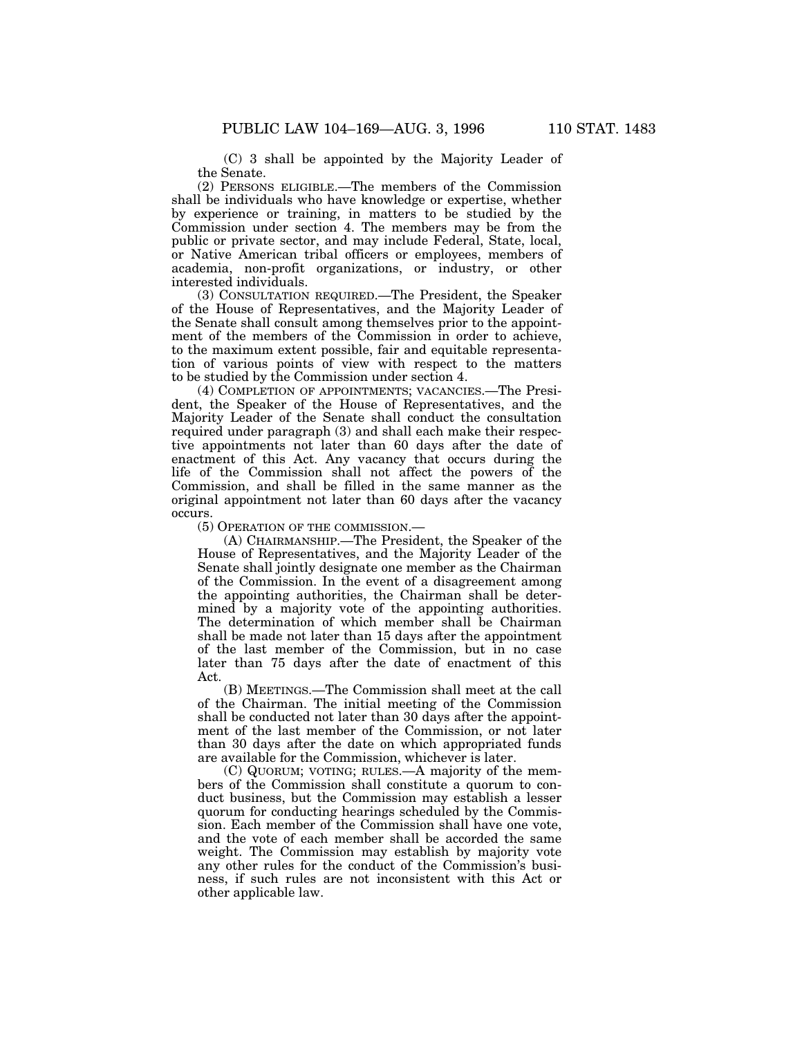(C) 3 shall be appointed by the Majority Leader of the Senate.

(2) PERSONS ELIGIBLE.—The members of the Commission shall be individuals who have knowledge or expertise, whether by experience or training, in matters to be studied by the Commission under section 4. The members may be from the public or private sector, and may include Federal, State, local, or Native American tribal officers or employees, members of academia, non-profit organizations, or industry, or other interested individuals.

(3) CONSULTATION REQUIRED.—The President, the Speaker of the House of Representatives, and the Majority Leader of the Senate shall consult among themselves prior to the appointment of the members of the Commission in order to achieve, to the maximum extent possible, fair and equitable representation of various points of view with respect to the matters to be studied by the Commission under section 4.

(4) COMPLETION OF APPOINTMENTS; VACANCIES.—The President, the Speaker of the House of Representatives, and the Majority Leader of the Senate shall conduct the consultation required under paragraph (3) and shall each make their respective appointments not later than 60 days after the date of enactment of this Act. Any vacancy that occurs during the life of the Commission shall not affect the powers of the Commission, and shall be filled in the same manner as the original appointment not later than 60 days after the vacancy occurs.

(5) OPERATION OF THE COMMISSION.—

(A) CHAIRMANSHIP.—The President, the Speaker of the House of Representatives, and the Majority Leader of the Senate shall jointly designate one member as the Chairman of the Commission. In the event of a disagreement among the appointing authorities, the Chairman shall be determined by a majority vote of the appointing authorities. The determination of which member shall be Chairman shall be made not later than 15 days after the appointment of the last member of the Commission, but in no case later than 75 days after the date of enactment of this Act.

(B) MEETINGS.—The Commission shall meet at the call of the Chairman. The initial meeting of the Commission shall be conducted not later than 30 days after the appointment of the last member of the Commission, or not later than 30 days after the date on which appropriated funds are available for the Commission, whichever is later.

(C) QUORUM; VOTING; RULES.—A majority of the members of the Commission shall constitute a quorum to conduct business, but the Commission may establish a lesser quorum for conducting hearings scheduled by the Commission. Each member of the Commission shall have one vote, and the vote of each member shall be accorded the same weight. The Commission may establish by majority vote any other rules for the conduct of the Commission's business, if such rules are not inconsistent with this Act or other applicable law.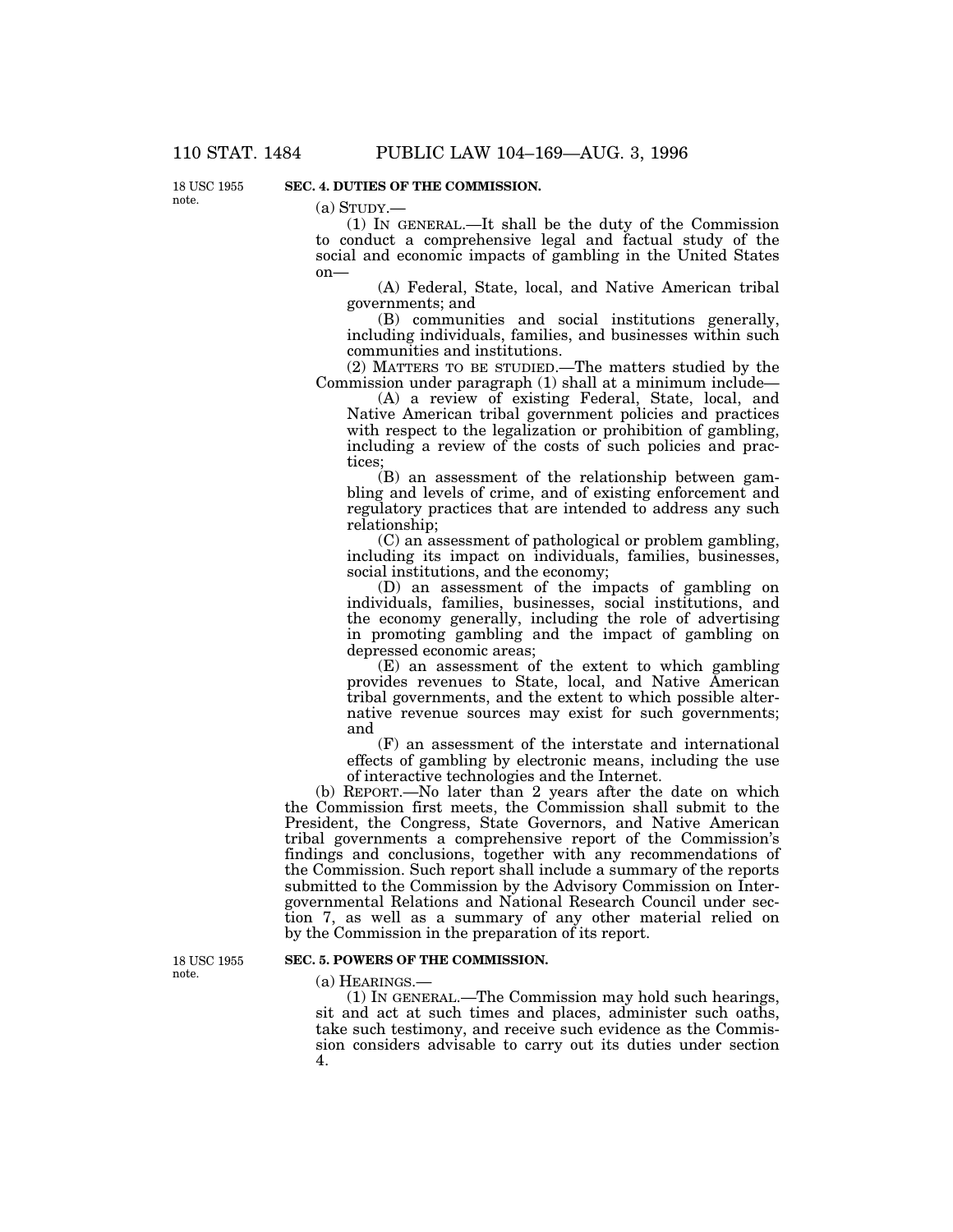**SEC. 4. DUTIES OF THE COMMISSION.**

18 USC 1955 note.

(a) STUDY.—

(1) IN GENERAL.—It shall be the duty of the Commission to conduct a comprehensive legal and factual study of the social and economic impacts of gambling in the United States on—

(A) Federal, State, local, and Native American tribal governments; and

(B) communities and social institutions generally, including individuals, families, and businesses within such communities and institutions.

(2) MATTERS TO BE STUDIED.—The matters studied by the Commission under paragraph (1) shall at a minimum include—

(A) a review of existing Federal, State, local, and Native American tribal government policies and practices with respect to the legalization or prohibition of gambling, including a review of the costs of such policies and practices;

(B) an assessment of the relationship between gambling and levels of crime, and of existing enforcement and regulatory practices that are intended to address any such relationship;

(C) an assessment of pathological or problem gambling, including its impact on individuals, families, businesses, social institutions, and the economy;

(D) an assessment of the impacts of gambling on individuals, families, businesses, social institutions, and the economy generally, including the role of advertising in promoting gambling and the impact of gambling on depressed economic areas;

(E) an assessment of the extent to which gambling provides revenues to State, local, and Native American tribal governments, and the extent to which possible alternative revenue sources may exist for such governments; and

(F) an assessment of the interstate and international effects of gambling by electronic means, including the use of interactive technologies and the Internet.

(b) REPORT.—No later than 2 years after the date on which the Commission first meets, the Commission shall submit to the President, the Congress, State Governors, and Native American tribal governments a comprehensive report of the Commission's findings and conclusions, together with any recommendations of the Commission. Such report shall include a summary of the reports submitted to the Commission by the Advisory Commission on Intergovernmental Relations and National Research Council under section 7, as well as a summary of any other material relied on by the Commission in the preparation of its report.

**SEC. 5. POWERS OF THE COMMISSION.**

18 USC 1955 note.

(a) HEARINGS.—

(1) IN GENERAL.—The Commission may hold such hearings, sit and act at such times and places, administer such oaths, take such testimony, and receive such evidence as the Commission considers advisable to carry out its duties under section 4.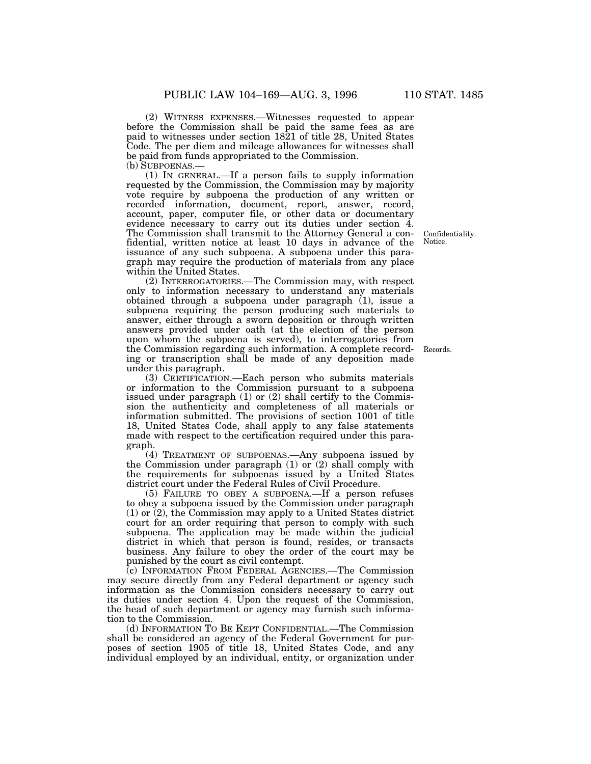(2) WITNESS EXPENSES.—Witnesses requested to appear before the Commission shall be paid the same fees as are paid to witnesses under section 1821 of title 28, United States Code. The per diem and mileage allowances for witnesses shall be paid from funds appropriated to the Commission.

(b) SUBPOENAS.—

(1) IN GENERAL.—If a person fails to supply information requested by the Commission, the Commission may by majority vote require by subpoena the production of any written or recorded information, document, report, answer, record, account, paper, computer file, or other data or documentary evidence necessary to carry out its duties under section 4. The Commission shall transmit to the Attorney General a confidential, written notice at least 10 days in advance of the issuance of any such subpoena. A subpoena under this paragraph may require the production of materials from any place within the United States.

Confidentiality. Notice.

(2) INTERROGATORIES.—The Commission may, with respect only to information necessary to understand any materials obtained through a subpoena under paragraph (1), issue a subpoena requiring the person producing such materials to answer, either through a sworn deposition or through written answers provided under oath (at the election of the person upon whom the subpoena is served), to interrogatories from the Commission regarding such information. A complete recording or transcription shall be made of any deposition made under this paragraph.

Records.

(3) CERTIFICATION.—Each person who submits materials or information to the Commission pursuant to a subpoena issued under paragraph (1) or (2) shall certify to the Commission the authenticity and completeness of all materials or information submitted. The provisions of section 1001 of title 18, United States Code, shall apply to any false statements made with respect to the certification required under this paragraph.

(4) TREATMENT OF SUBPOENAS.—Any subpoena issued by the Commission under paragraph (1) or (2) shall comply with the requirements for subpoenas issued by a United States district court under the Federal Rules of Civil Procedure.

(5) FAILURE TO OBEY A SUBPOENA.—If a person refuses to obey a subpoena issued by the Commission under paragraph (1) or (2), the Commission may apply to a United States district court for an order requiring that person to comply with such subpoena. The application may be made within the judicial district in which that person is found, resides, or transacts business. Any failure to obey the order of the court may be punished by the court as civil contempt.

(c) INFORMATION FROM FEDERAL AGENCIES.—The Commission may secure directly from any Federal department or agency such information as the Commission considers necessary to carry out its duties under section 4. Upon the request of the Commission, the head of such department or agency may furnish such information to the Commission.

(d) INFORMATION TO BE KEPT CONFIDENTIAL.—The Commission shall be considered an agency of the Federal Government for purposes of section 1905 of title 18, United States Code, and any individual employed by an individual, entity, or organization under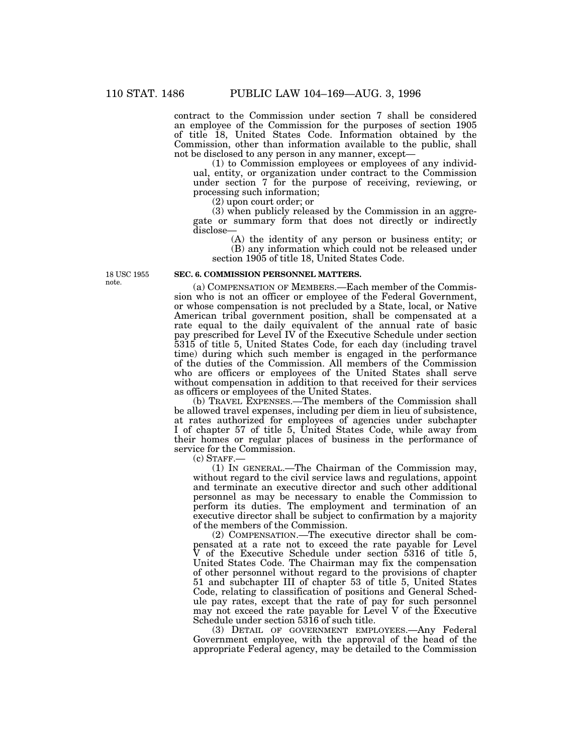contract to the Commission under section 7 shall be considered an employee of the Commission for the purposes of section 1905 of title 18, United States Code. Information obtained by the Commission, other than information available to the public, shall not be disclosed to any person in any manner, except—

(1) to Commission employees or employees of any individual, entity, or organization under contract to the Commission under section 7 for the purpose of receiving, reviewing, or processing such information;

(2) upon court order; or

(3) when publicly released by the Commission in an aggregate or summary form that does not directly or indirectly disclose—

(A) the identity of any person or business entity; or

(B) any information which could not be released under section 1905 of title 18, United States Code.

18 USC 1955 note.

**SEC. 6. COMMISSION PERSONNEL MATTERS.**

(a) COMPENSATION OF MEMBERS.—Each member of the Commission who is not an officer or employee of the Federal Government, or whose compensation is not precluded by a State, local, or Native American tribal government position, shall be compensated at a rate equal to the daily equivalent of the annual rate of basic pay prescribed for Level IV of the Executive Schedule under section 5315 of title 5, United States Code, for each day (including travel time) during which such member is engaged in the performance of the duties of the Commission. All members of the Commission who are officers or employees of the United States shall serve without compensation in addition to that received for their services as officers or employees of the United States.

(b) TRAVEL EXPENSES.—The members of the Commission shall be allowed travel expenses, including per diem in lieu of subsistence, at rates authorized for employees of agencies under subchapter I of chapter 57 of title 5, United States Code, while away from their homes or regular places of business in the performance of service for the Commission.

(c) STAFF.—

(1) IN GENERAL.—The Chairman of the Commission may, without regard to the civil service laws and regulations, appoint and terminate an executive director and such other additional personnel as may be necessary to enable the Commission to perform its duties. The employment and termination of an executive director shall be subject to confirmation by a majority of the members of the Commission.

(2) COMPENSATION.—The executive director shall be compensated at a rate not to exceed the rate payable for Level V of the Executive Schedule under section 5316 of title 5, United States Code. The Chairman may fix the compensation of other personnel without regard to the provisions of chapter 51 and subchapter III of chapter 53 of title 5, United States Code, relating to classification of positions and General Schedule pay rates, except that the rate of pay for such personnel may not exceed the rate payable for Level V of the Executive Schedule under section 5316 of such title.

(3) DETAIL OF GOVERNMENT EMPLOYEES.—Any Federal Government employee, with the approval of the head of the appropriate Federal agency, may be detailed to the Commission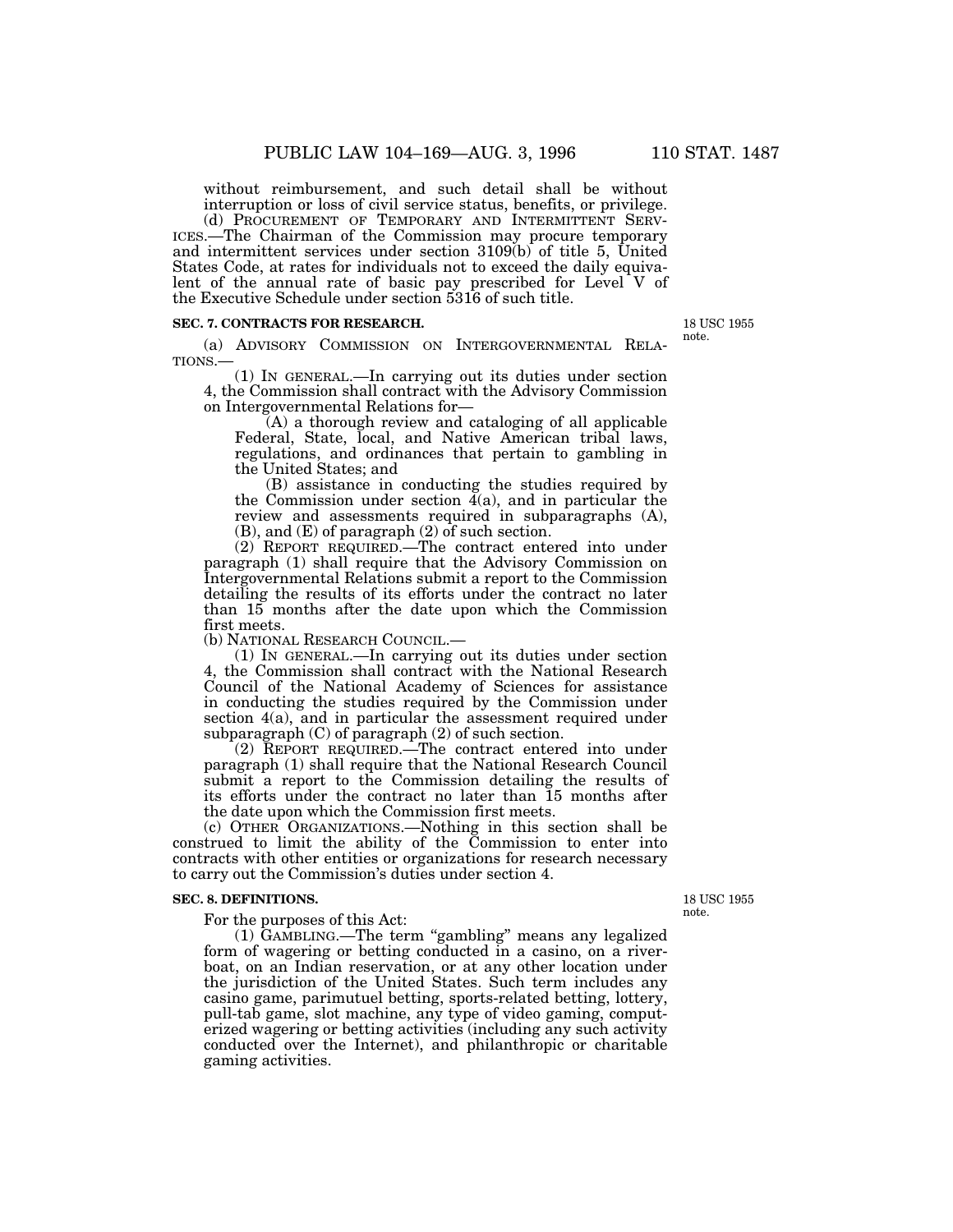without reimbursement, and such detail shall be without interruption or loss of civil service status, benefits, or privilege.

(d) PROCUREMENT OF TEMPORARY AND INTERMITTENT SERVICES.—The Chairman of the Commission may procure temporary and intermittent services under section 3109(b) of title 5, United States Code, at rates for individuals not to exceed the daily equivalent of the annual rate of basic pay prescribed for Level V of the Executive Schedule under section 5316 of such title.

**SEC. 7. CONTRACTS FOR RESEARCH.**

18 USC 1955 note.

(a) ADVISORY COMMISSION ON INTERGOVERNMENTAL RELATIONS.—

(1) IN GENERAL.—In carrying out its duties under section 4, the Commission shall contract with the Advisory Commission on Intergovernmental Relations for—

(A) a thorough review and cataloging of all applicable Federal, State, local, and Native American tribal laws, regulations, and ordinances that pertain to gambling in the United States; and

(B) assistance in conducting the studies required by the Commission under section 4(a), and in particular the review and assessments required in subparagraphs (A), (B), and (E) of paragraph (2) of such section.

(2) REPORT REQUIRED.—The contract entered into under paragraph (1) shall require that the Advisory Commission on Intergovernmental Relations submit a report to the Commission detailing the results of its efforts under the contract no later than 15 months after the date upon which the Commission first meets.

(b) NATIONAL RESEARCH COUNCIL.—

(1) IN GENERAL.—In carrying out its duties under section 4, the Commission shall contract with the National Research Council of the National Academy of Sciences for assistance in conducting the studies required by the Commission under section 4(a), and in particular the assessment required under subparagraph (C) of paragraph (2) of such section.

(2) REPORT REQUIRED.—The contract entered into under paragraph (1) shall require that the National Research Council submit a report to the Commission detailing the results of its efforts under the contract no later than 15 months after the date upon which the Commission first meets.

(c) OTHER ORGANIZATIONS.—Nothing in this section shall be construed to limit the ability of the Commission to enter into contracts with other entities or organizations for research necessary to carry out the Commission's duties under section 4.

**SEC. 8. DEFINITIONS.**

18 USC 1955 note.

For the purposes of this Act:

(1) GAMBLING.—The term "gambling" means any legalized form of wagering or betting conducted in a casino, on a riverboat, on an Indian reservation, or at any other location under the jurisdiction of the United States. Such term includes any casino game, parimutuel betting, sports-related betting, lottery, pull-tab game, slot machine, any type of video gaming, computerized wagering or betting activities (including any such activity conducted over the Internet), and philanthropic or charitable gaming activities.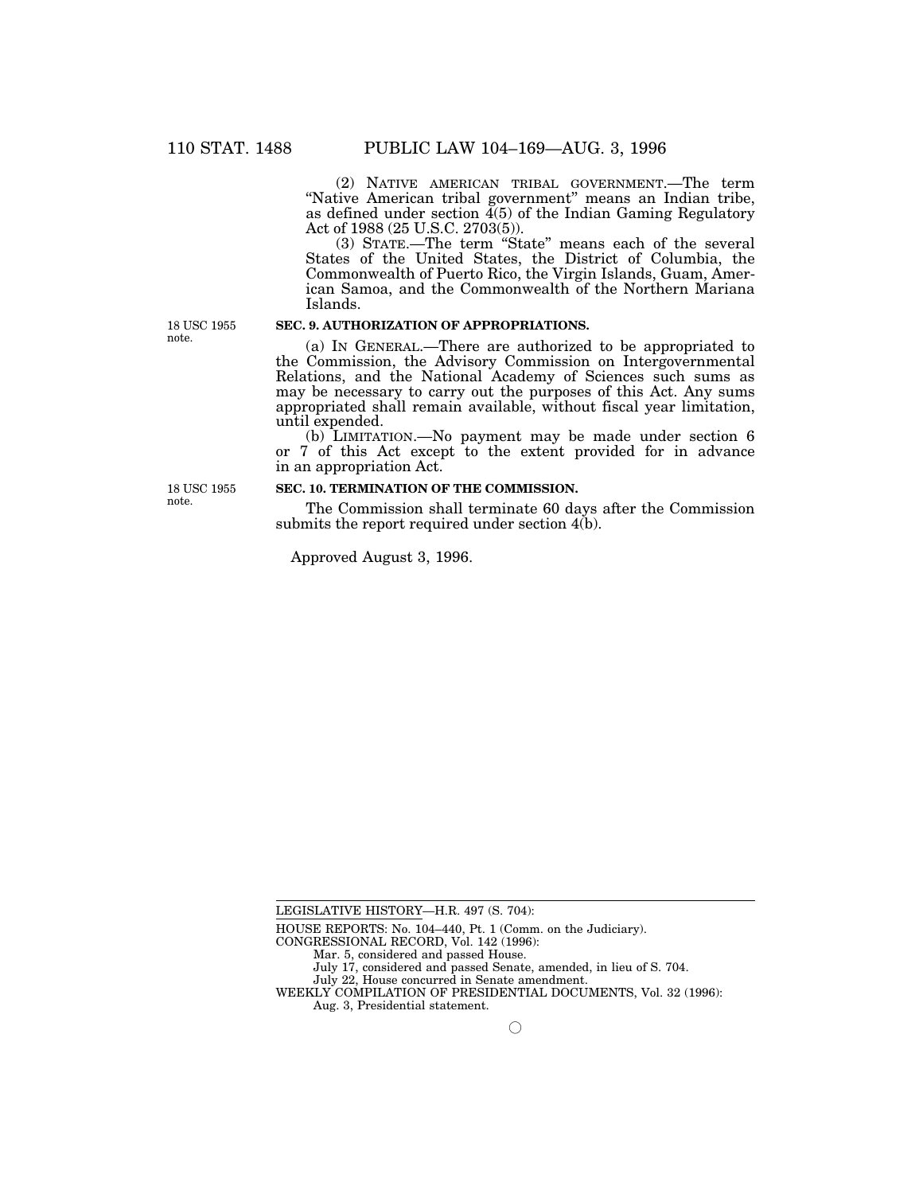(2) NATIVE AMERICAN TRIBAL GOVERNMENT.—The term "Native American tribal government" means an Indian tribe, as defined under section 4(5) of the Indian Gaming Regulatory Act of 1988 (25 U.S.C. 2703(5)).

(3) STATE.—The term "State" means each of the several States of the United States, the District of Columbia, the Commonwealth of Puerto Rico, the Virgin Islands, Guam, American Samoa, and the Commonwealth of the Northern Mariana Islands.

18 USC 1955 note.

**SEC. 9. AUTHORIZATION OF APPROPRIATIONS.**

(a) IN GENERAL.—There are authorized to be appropriated to the Commission, the Advisory Commission on Intergovernmental Relations, and the National Academy of Sciences such sums as may be necessary to carry out the purposes of this Act. Any sums appropriated shall remain available, without fiscal year limitation, until expended.

(b) LIMITATION.—No payment may be made under section 6 or 7 of this Act except to the extent provided for in advance in an appropriation Act.

18 USC 1955 note.

**SEC. 10. TERMINATION OF THE COMMISSION.**

The Commission shall terminate 60 days after the Commission submits the report required under section 4(b).

Approved August 3, 1996.

---

LEGISLATIVE HISTORY—H.R. 497 (S. 704):

HOUSE REPORTS: No. 104–440, Pt. 1 (Comm. on the Judiciary).
CONGRESSIONAL RECORD, Vol. 142 (1996):
- Mar. 5, considered and passed House.
- July 17, considered and passed Senate, amended, in lieu of S. 704.
- July 22, House concurred in Senate amendment.

WEEKLY COMPILATION OF PRESIDENTIAL DOCUMENTS, Vol. 32 (1996):
- Aug. 3, Presidential statement.